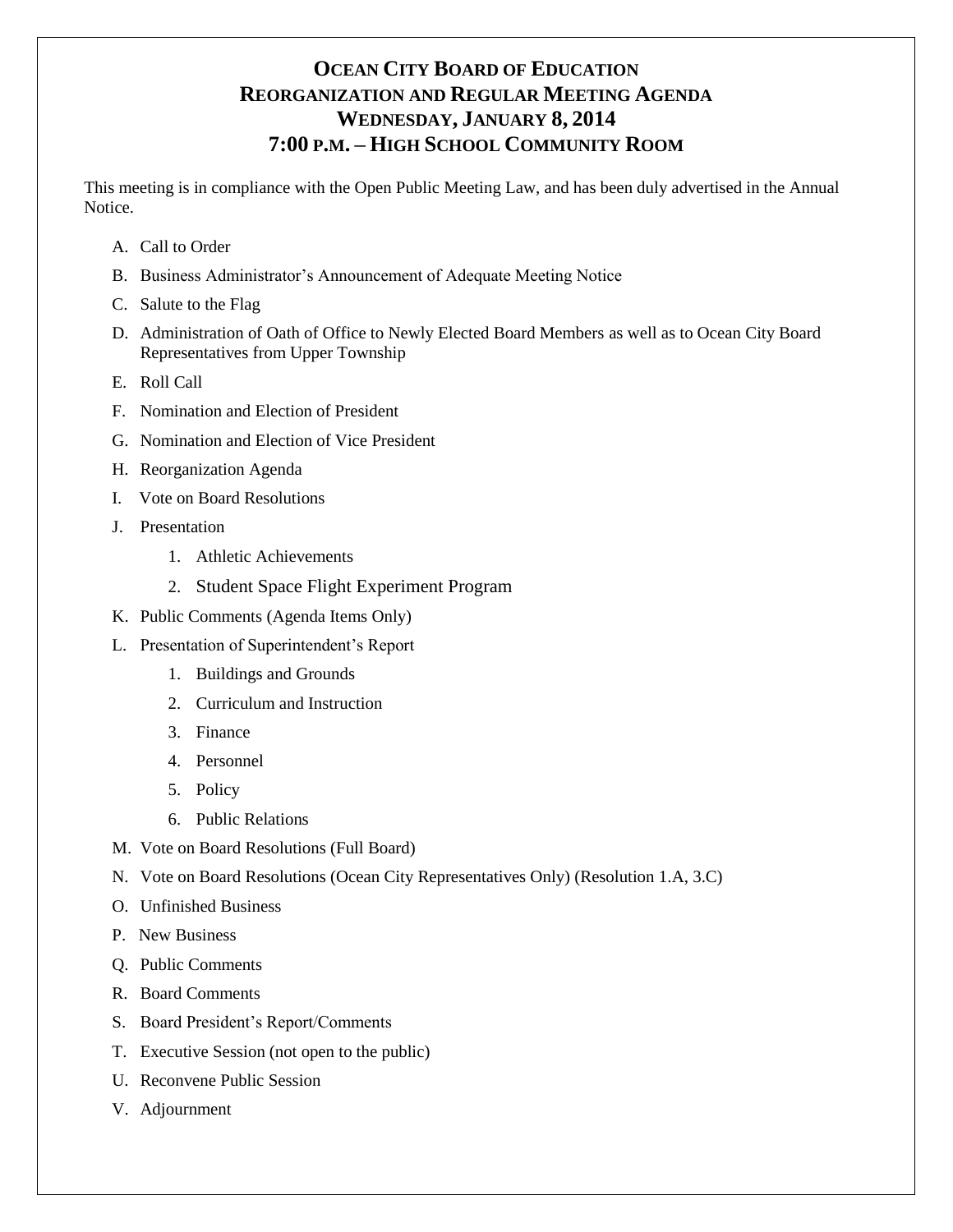# OCEAN CITY BOARD OF EDUCATION
# REORGANIZATION AND REGULAR MEETING AGENDA
# WEDNESDAY, JANUARY 8, 2014
# 7:00 P.M. – HIGH SCHOOL COMMUNITY ROOM

This meeting is in compliance with the Open Public Meeting Law, and has been duly advertised in the Annual Notice.

A. Call to Order

B. Business Administrator's Announcement of Adequate Meeting Notice

C. Salute to the Flag

D. Administration of Oath of Office to Newly Elected Board Members as well as to Ocean City Board Representatives from Upper Township

E. Roll Call

F. Nomination and Election of President

G. Nomination and Election of Vice President

H. Reorganization Agenda

I. Vote on Board Resolutions

J. Presentation

   1. Athletic Achievements
   2. Student Space Flight Experiment Program

K. Public Comments (Agenda Items Only)

L. Presentation of Superintendent's Report

   1. Buildings and Grounds
   2. Curriculum and Instruction
   3. Finance
   4. Personnel
   5. Policy
   6. Public Relations

M. Vote on Board Resolutions (Full Board)

N. Vote on Board Resolutions (Ocean City Representatives Only) (Resolution 1.A, 3.C)

O. Unfinished Business

P. New Business

Q. Public Comments

R. Board Comments

S. Board President's Report/Comments

T. Executive Session (not open to the public)

U. Reconvene Public Session

V. Adjournment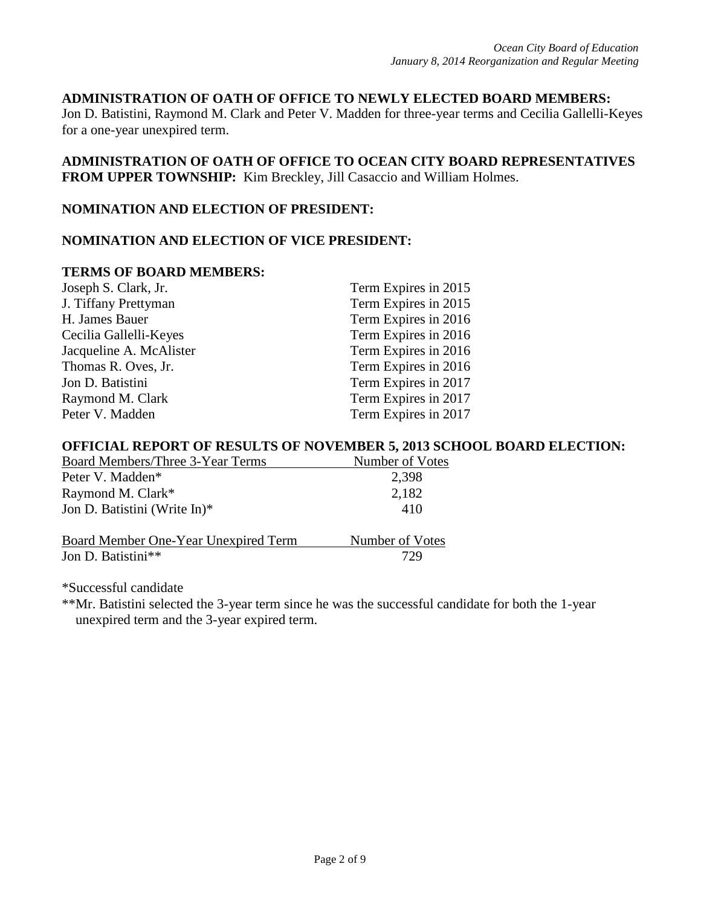**ADMINISTRATION OF OATH OF OFFICE TO NEWLY ELECTED BOARD MEMBERS:** Jon D. Batistini, Raymond M. Clark and Peter V. Madden for three-year terms and Cecilia Gallelli-Keyes for a one-year unexpired term.

**ADMINISTRATION OF OATH OF OFFICE TO OCEAN CITY BOARD REPRESENTATIVES FROM UPPER TOWNSHIP:** Kim Breckley, Jill Casaccio and William Holmes.

**NOMINATION AND ELECTION OF PRESIDENT:**

**NOMINATION AND ELECTION OF VICE PRESIDENT:**

**TERMS OF BOARD MEMBERS:**

| | |
|---|---|
| Joseph S. Clark, Jr. | Term Expires in 2015 |
| J. Tiffany Prettyman | Term Expires in 2015 |
| H. James Bauer | Term Expires in 2016 |
| Cecilia Gallelli-Keyes | Term Expires in 2016 |
| Jacqueline A. McAlister | Term Expires in 2016 |
| Thomas R. Oves, Jr. | Term Expires in 2016 |
| Jon D. Batistini | Term Expires in 2017 |
| Raymond M. Clark | Term Expires in 2017 |
| Peter V. Madden | Term Expires in 2017 |

**OFFICIAL REPORT OF RESULTS OF NOVEMBER 5, 2013 SCHOOL BOARD ELECTION:**

| Board Members/Three 3-Year Terms | Number of Votes |
|---|---|
| Peter V. Madden* | 2,398 |
| Raymond M. Clark* | 2,182 |
| Jon D. Batistini (Write In)* | 410 |

| Board Member One-Year Unexpired Term | Number of Votes |
|---|---|
| Jon D. Batistini** | 729 |

*Successful candidate

**Mr. Batistini selected the 3-year term since he was the successful candidate for both the 1-year unexpired term and the 3-year expired term.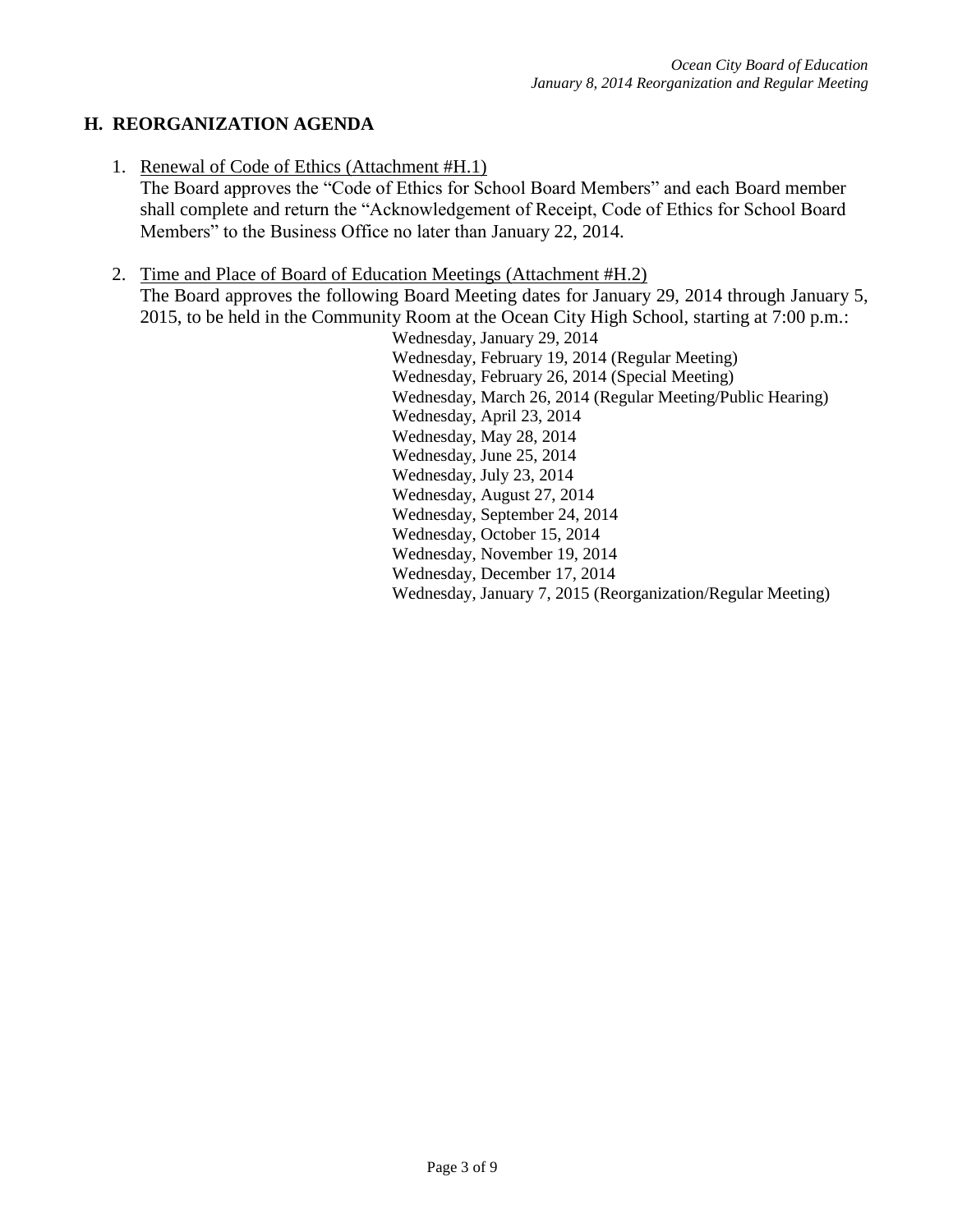## H. REORGANIZATION AGENDA

1. Renewal of Code of Ethics (Attachment #H.1)
   The Board approves the "Code of Ethics for School Board Members" and each Board member shall complete and return the "Acknowledgement of Receipt, Code of Ethics for School Board Members" to the Business Office no later than January 22, 2014.

2. Time and Place of Board of Education Meetings (Attachment #H.2)
   The Board approves the following Board Meeting dates for January 29, 2014 through January 5, 2015, to be held in the Community Room at the Ocean City High School, starting at 7:00 p.m.:

   Wednesday, January 29, 2014
   Wednesday, February 19, 2014 (Regular Meeting)
   Wednesday, February 26, 2014 (Special Meeting)
   Wednesday, March 26, 2014 (Regular Meeting/Public Hearing)
   Wednesday, April 23, 2014
   Wednesday, May 28, 2014
   Wednesday, June 25, 2014
   Wednesday, July 23, 2014
   Wednesday, August 27, 2014
   Wednesday, September 24, 2014
   Wednesday, October 15, 2014
   Wednesday, November 19, 2014
   Wednesday, December 17, 2014
   Wednesday, January 7, 2015 (Reorganization/Regular Meeting)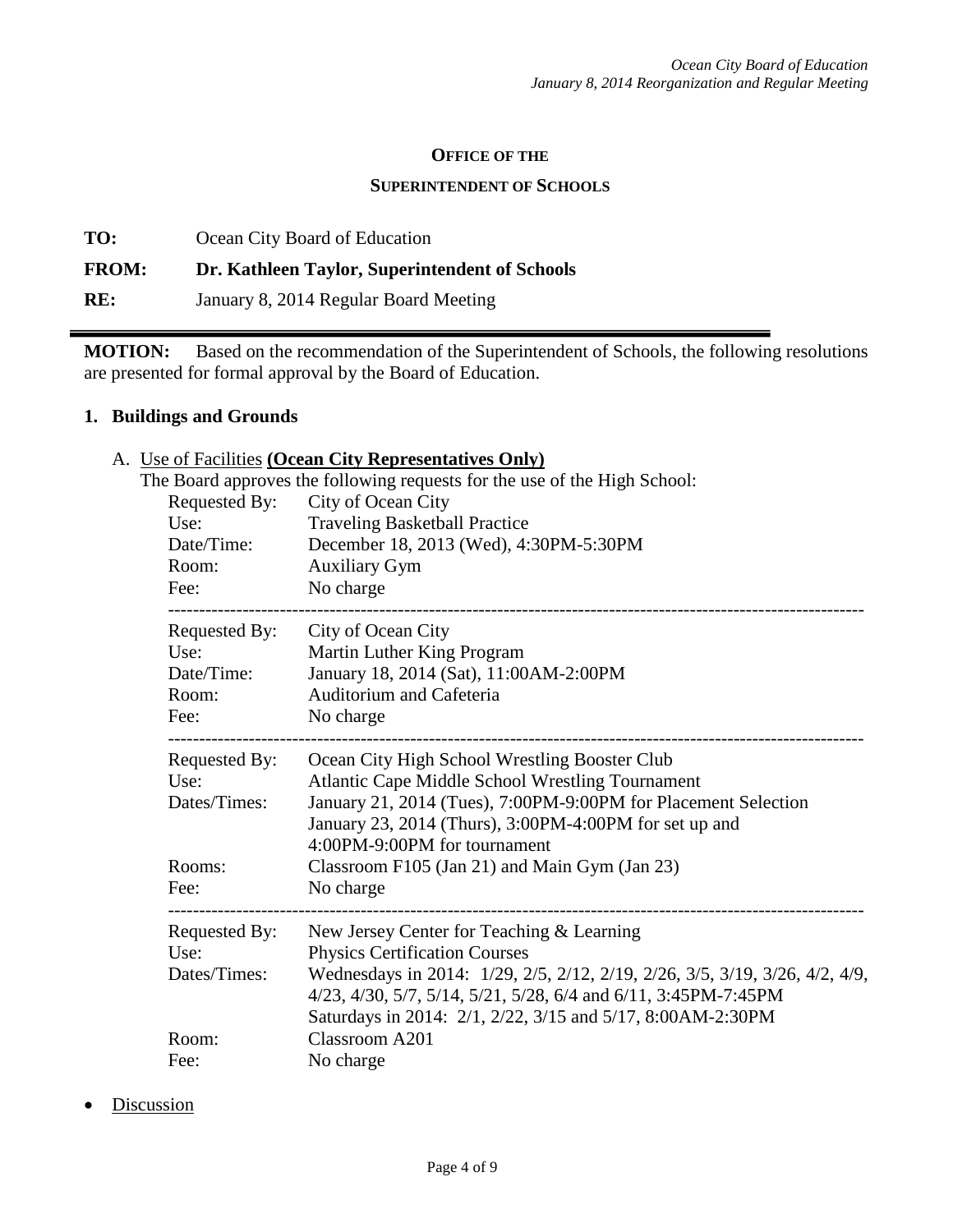**OFFICE OF THE**

**SUPERINTENDENT OF SCHOOLS**

**TO:** Ocean City Board of Education

**FROM:** **Dr. Kathleen Taylor, Superintendent of Schools**

**RE:** January 8, 2014 Regular Board Meeting

---

**MOTION:** Based on the recommendation of the Superintendent of Schools, the following resolutions are presented for formal approval by the Board of Education.

## 1. Buildings and Grounds

A. Use of Facilities **(Ocean City Representatives Only)**

The Board approves the following requests for the use of the High School:

Requested By: City of Ocean City
Use: Traveling Basketball Practice
Date/Time: December 18, 2013 (Wed), 4:30PM-5:30PM
Room: Auxiliary Gym
Fee: No charge

---

Requested By: City of Ocean City
Use: Martin Luther King Program
Date/Time: January 18, 2014 (Sat), 11:00AM-2:00PM
Room: Auditorium and Cafeteria
Fee: No charge

---

Requested By: Ocean City High School Wrestling Booster Club
Use: Atlantic Cape Middle School Wrestling Tournament
Dates/Times: January 21, 2014 (Tues), 7:00PM-9:00PM for Placement Selection
January 23, 2014 (Thurs), 3:00PM-4:00PM for set up and 4:00PM-9:00PM for tournament
Rooms: Classroom F105 (Jan 21) and Main Gym (Jan 23)
Fee: No charge

---

Requested By: New Jersey Center for Teaching & Learning
Use: Physics Certification Courses
Dates/Times: Wednesdays in 2014: 1/29, 2/5, 2/12, 2/19, 2/26, 3/5, 3/19, 3/26, 4/2, 4/9, 4/23, 4/30, 5/7, 5/14, 5/21, 5/28, 6/4 and 6/11, 3:45PM-7:45PM
Saturdays in 2014: 2/1, 2/22, 3/15 and 5/17, 8:00AM-2:30PM
Room: Classroom A201
Fee: No charge

- Discussion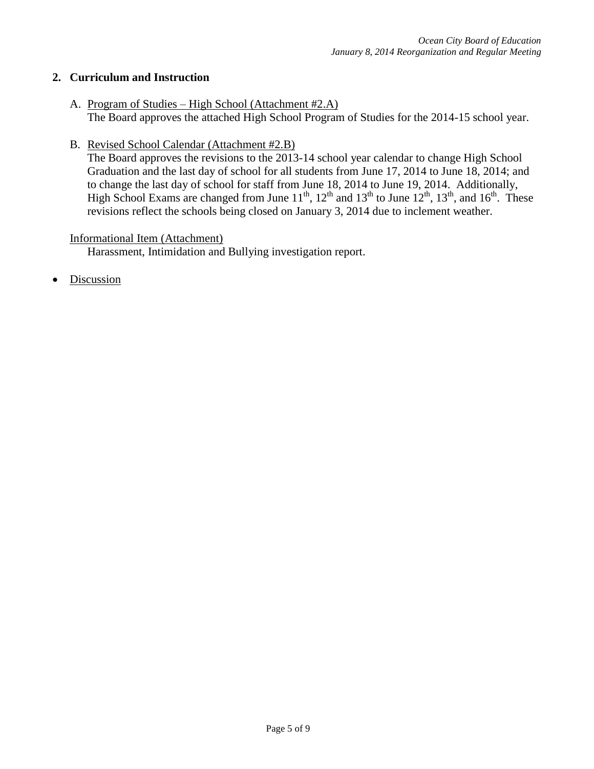## 2. Curriculum and Instruction

A. Program of Studies – High School (Attachment #2.A)
   The Board approves the attached High School Program of Studies for the 2014-15 school year.

B. Revised School Calendar (Attachment #2.B)
   The Board approves the revisions to the 2013-14 school year calendar to change High School Graduation and the last day of school for all students from June 17, 2014 to June 18, 2014; and to change the last day of school for staff from June 18, 2014 to June 19, 2014. Additionally, High School Exams are changed from June 11th, 12th and 13th to June 12th, 13th, and 16th. These revisions reflect the schools being closed on January 3, 2014 due to inclement weather.

Informational Item (Attachment)
   Harassment, Intimidation and Bullying investigation report.

- Discussion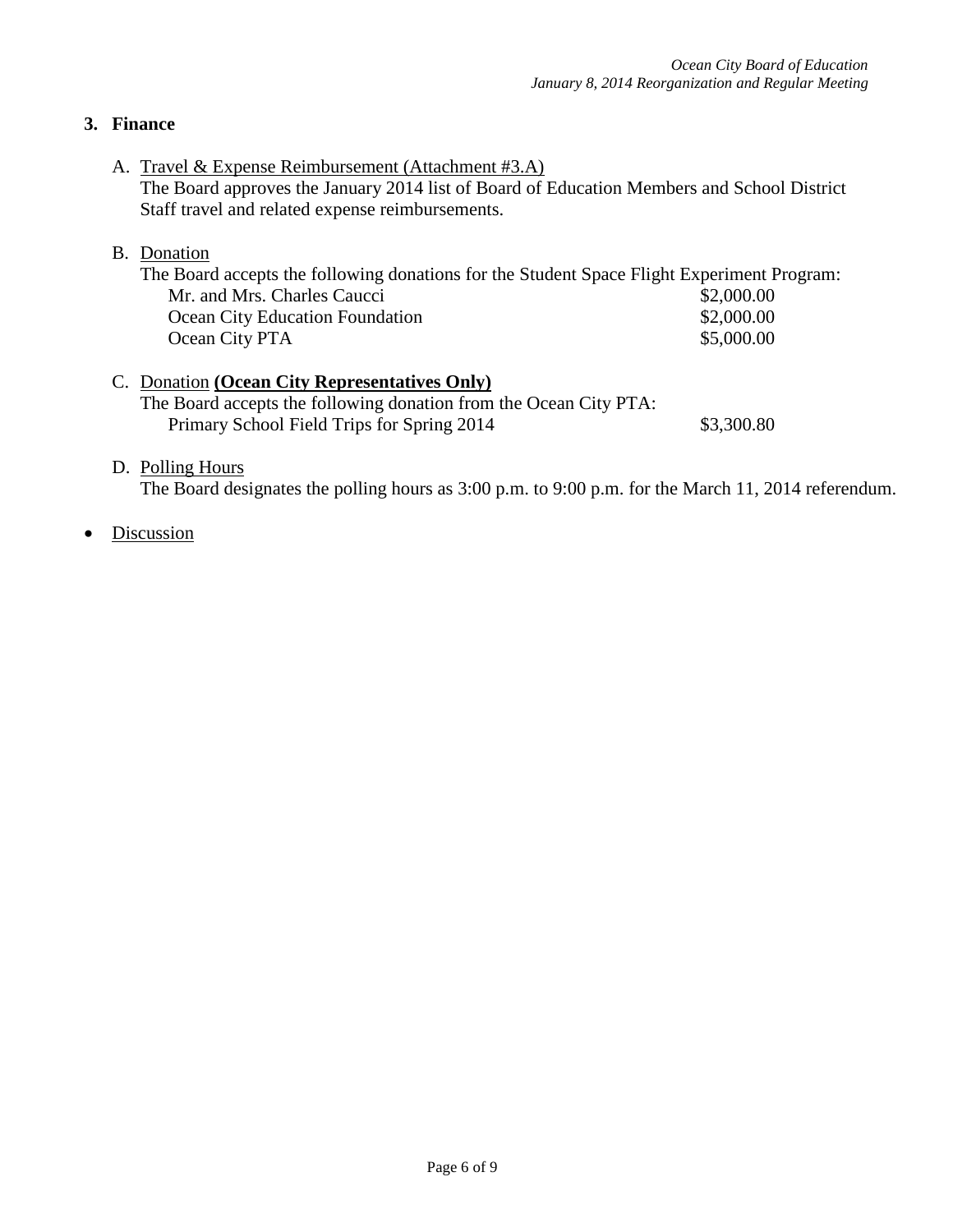## 3. Finance

A. <u>Travel & Expense Reimbursement (Attachment #3.A)</u>
The Board approves the January 2014 list of Board of Education Members and School District Staff travel and related expense reimbursements.

B. <u>Donation</u>
The Board accepts the following donations for the Student Space Flight Experiment Program:

| | |
|---|---|
| Mr. and Mrs. Charles Caucci | \$2,000.00 |
| Ocean City Education Foundation | \$2,000.00 |
| Ocean City PTA | \$5,000.00 |

C. <u>Donation</u> **<u>(Ocean City Representatives Only)</u>**
The Board accepts the following donation from the Ocean City PTA:

| | |
|---|---|
| Primary School Field Trips for Spring 2014 | \$3,300.80 |

D. <u>Polling Hours</u>
The Board designates the polling hours as 3:00 p.m. to 9:00 p.m. for the March 11, 2014 referendum.

- <u>Discussion</u>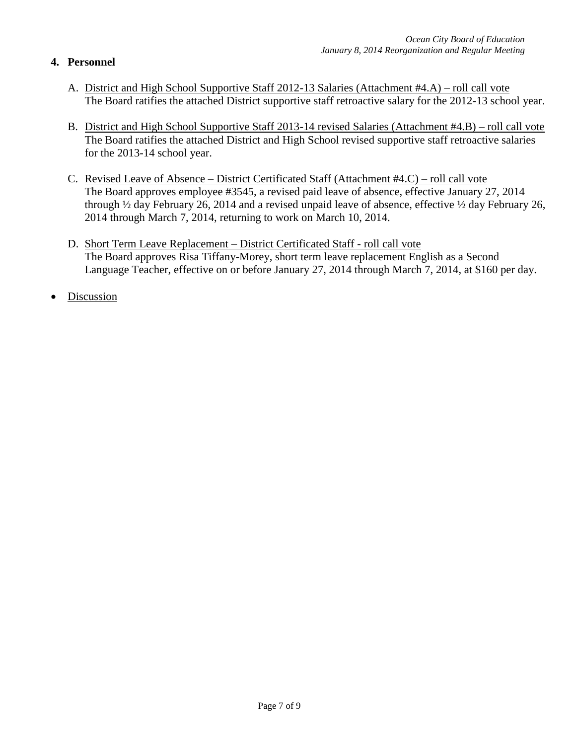**4. Personnel**

A. District and High School Supportive Staff 2012-13 Salaries (Attachment #4.A) – roll call vote
   The Board ratifies the attached District supportive staff retroactive salary for the 2012-13 school year.

B. District and High School Supportive Staff 2013-14 revised Salaries (Attachment #4.B) – roll call vote
   The Board ratifies the attached District and High School revised supportive staff retroactive salaries for the 2013-14 school year.

C. Revised Leave of Absence – District Certificated Staff (Attachment #4.C) – roll call vote
   The Board approves employee #3545, a revised paid leave of absence, effective January 27, 2014 through ½ day February 26, 2014 and a revised unpaid leave of absence, effective ½ day February 26, 2014 through March 7, 2014, returning to work on March 10, 2014.

D. Short Term Leave Replacement – District Certificated Staff - roll call vote
   The Board approves Risa Tiffany-Morey, short term leave replacement English as a Second Language Teacher, effective on or before January 27, 2014 through March 7, 2014, at $160 per day.

- Discussion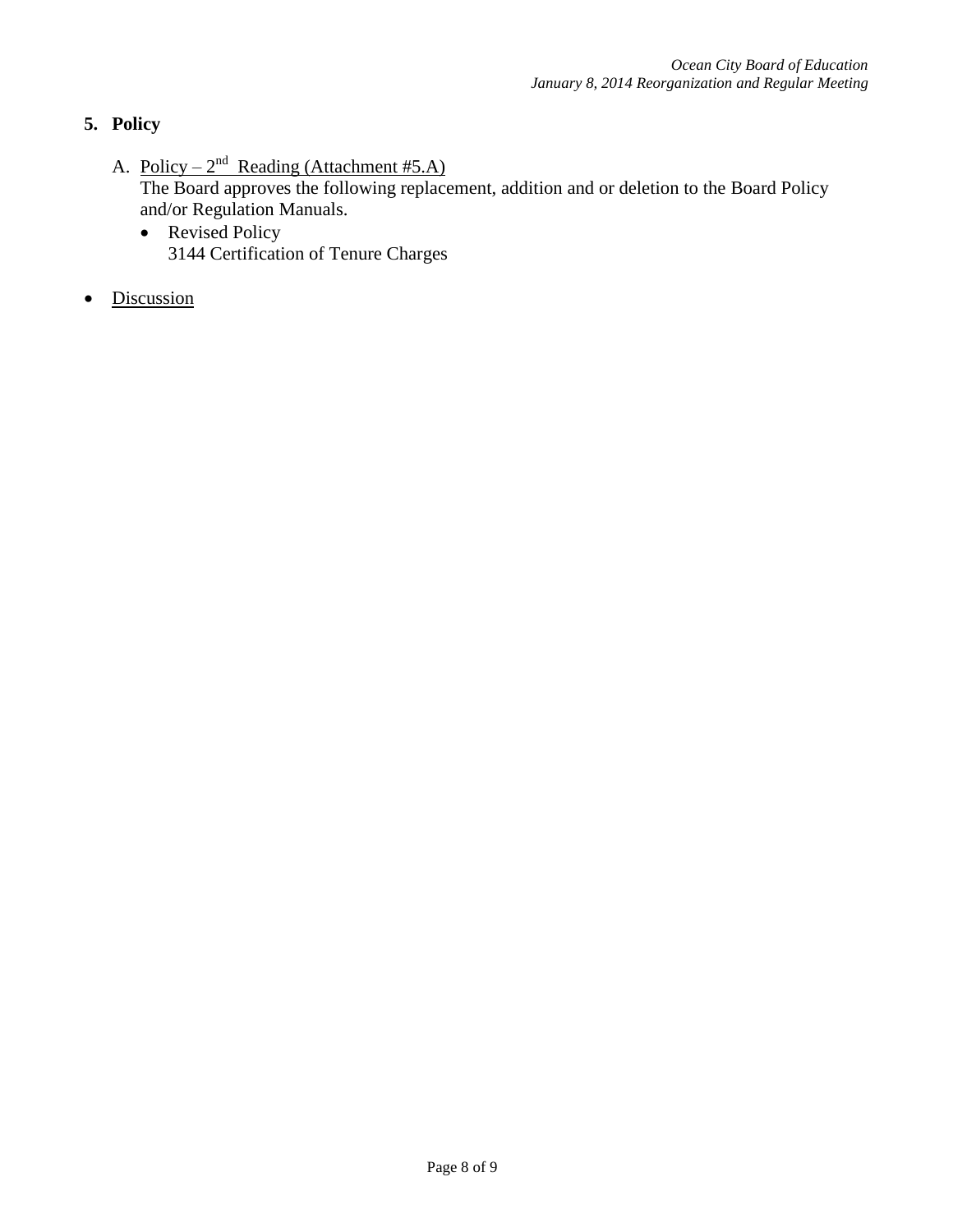## 5. Policy

A. Policy – $2^{nd}$ Reading (Attachment #5.A)

The Board approves the following replacement, addition and or deletion to the Board Policy and/or Regulation Manuals.

- Revised Policy
  3144 Certification of Tenure Charges

- Discussion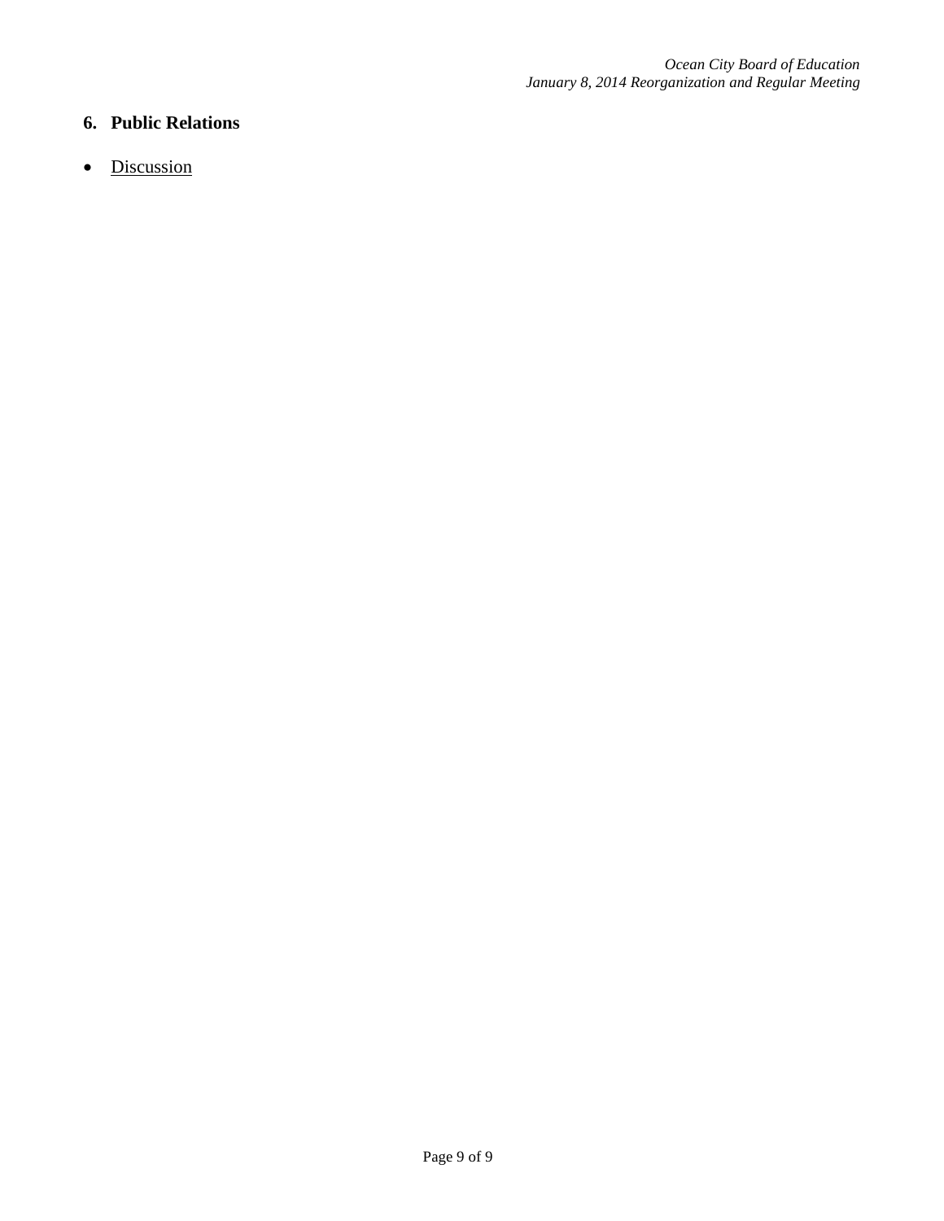## 6. Public Relations

- Discussion